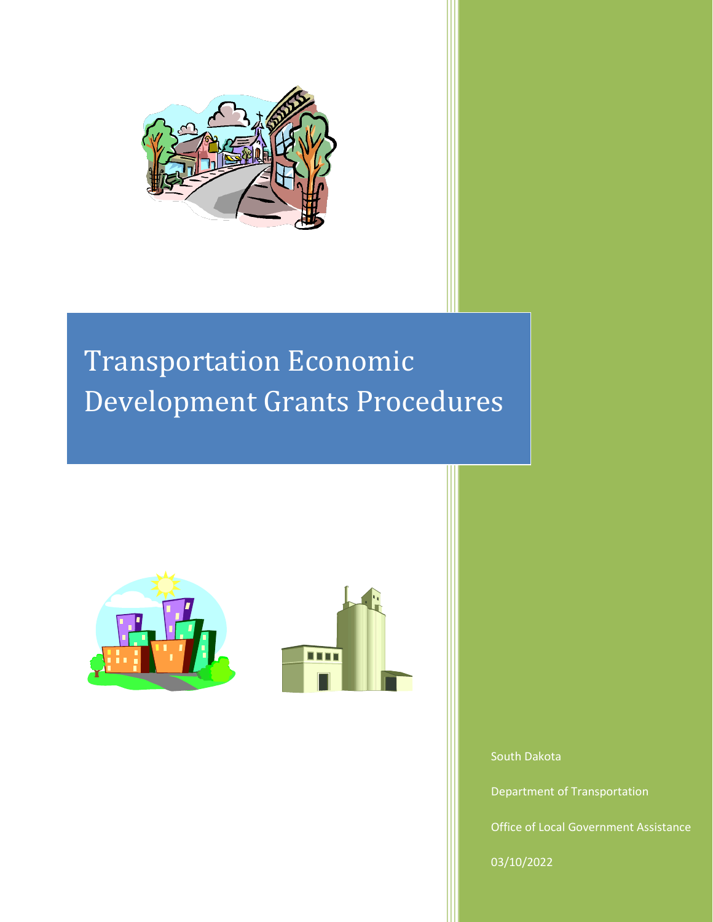# Transportation Economic Development Grants Procedures

South Dakota

Department of Transportation

Office of Local Government Assistance

03/10/2022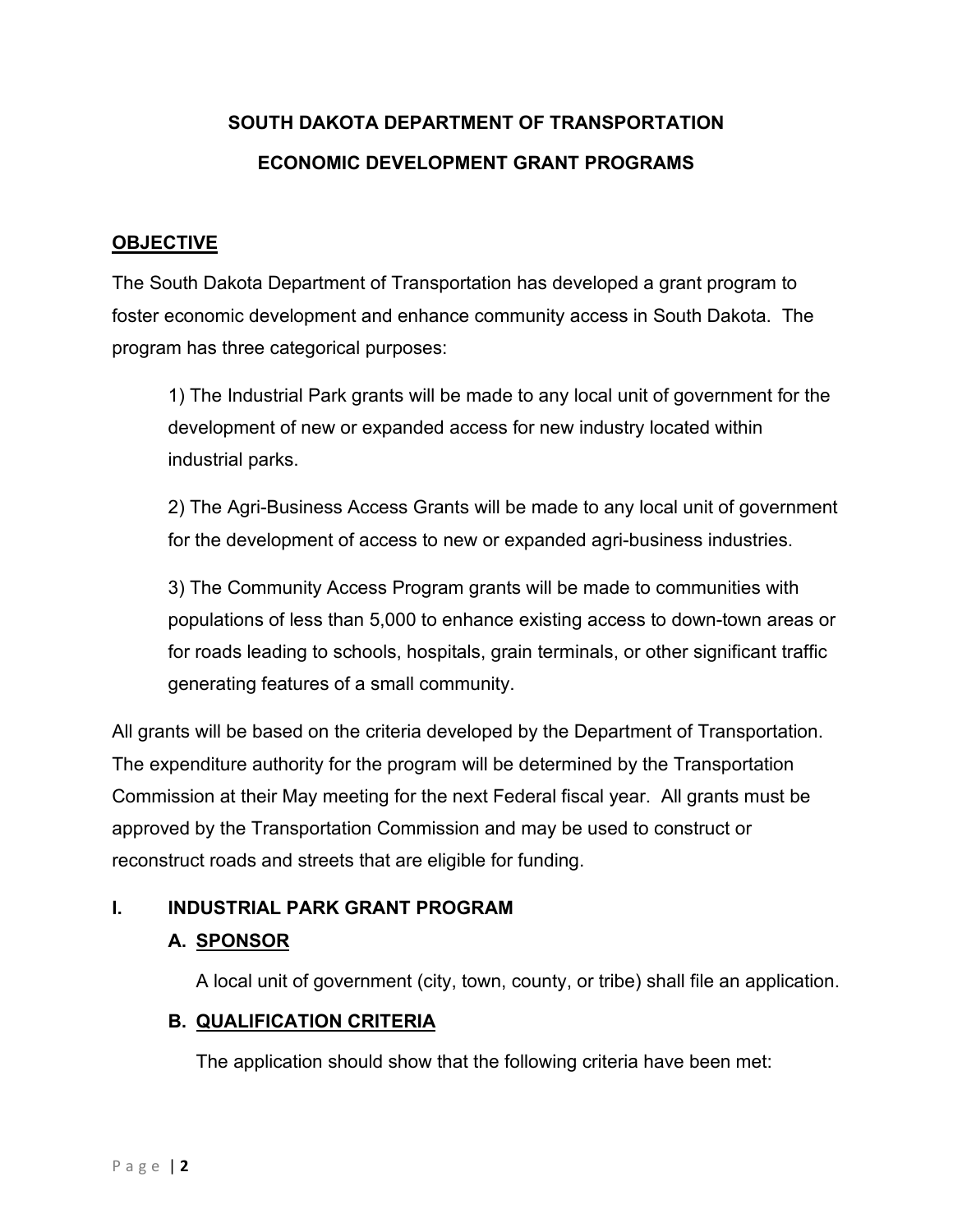# SOUTH DAKOTA DEPARTMENT OF TRANSPORTATION

# ECONOMIC DEVELOPMENT GRANT PROGRAMS

## OBJECTIVE

The South Dakota Department of Transportation has developed a grant program to foster economic development and enhance community access in South Dakota. The program has three categorical purposes:

1) The Industrial Park grants will be made to any local unit of government for the development of new or expanded access for new industry located within industrial parks.

2) The Agri-Business Access Grants will be made to any local unit of government for the development of access to new or expanded agri-business industries.

3) The Community Access Program grants will be made to communities with populations of less than 5,000 to enhance existing access to down-town areas or for roads leading to schools, hospitals, grain terminals, or other significant traffic generating features of a small community.

All grants will be based on the criteria developed by the Department of Transportation. The expenditure authority for the program will be determined by the Transportation Commission at their May meeting for the next Federal fiscal year. All grants must be approved by the Transportation Commission and may be used to construct or reconstruct roads and streets that are eligible for funding.

## I. INDUSTRIAL PARK GRANT PROGRAM

### A. SPONSOR

A local unit of government (city, town, county, or tribe) shall file an application.

### B. QUALIFICATION CRITERIA

The application should show that the following criteria have been met: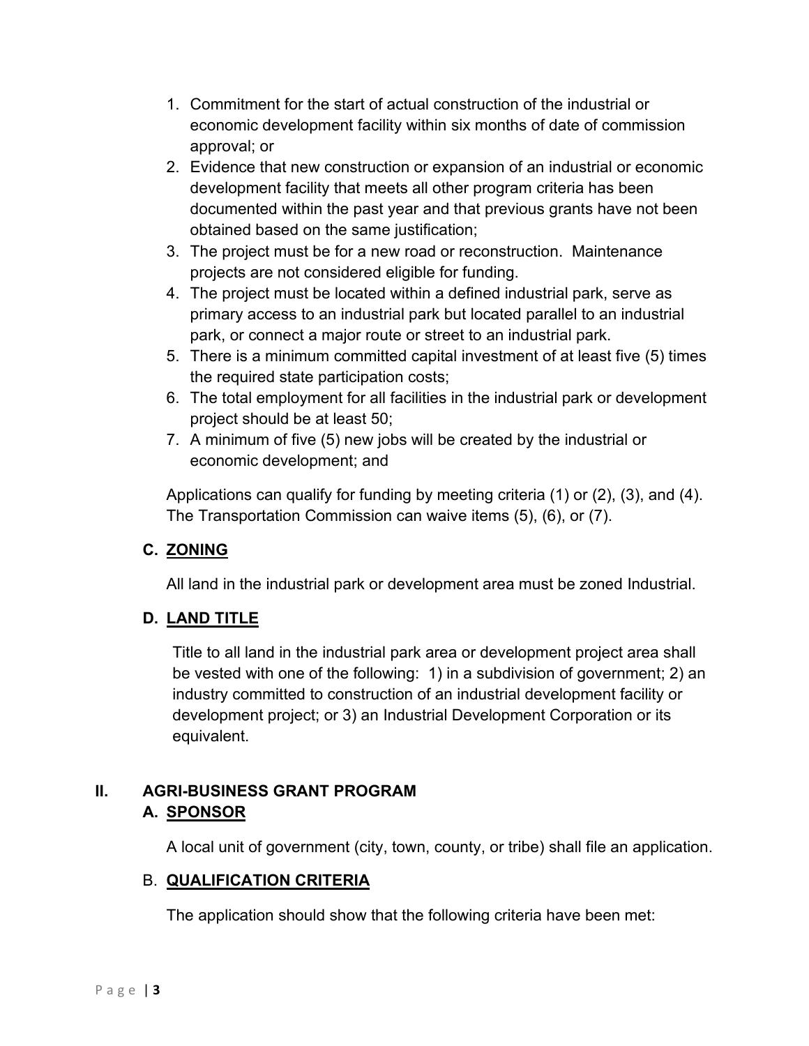1. Commitment for the start of actual construction of the industrial or economic development facility within six months of date of commission approval; or
2. Evidence that new construction or expansion of an industrial or economic development facility that meets all other program criteria has been documented within the past year and that previous grants have not been obtained based on the same justification;
3. The project must be for a new road or reconstruction. Maintenance projects are not considered eligible for funding.
4. The project must be located within a defined industrial park, serve as primary access to an industrial park but located parallel to an industrial park, or connect a major route or street to an industrial park.
5. There is a minimum committed capital investment of at least five (5) times the required state participation costs;
6. The total employment for all facilities in the industrial park or development project should be at least 50;
7. A minimum of five (5) new jobs will be created by the industrial or economic development; and

Applications can qualify for funding by meeting criteria (1) or (2), (3), and (4). The Transportation Commission can waive items (5), (6), or (7).

### C. ZONING

All land in the industrial park or development area must be zoned Industrial.

### D. LAND TITLE

Title to all land in the industrial park area or development project area shall be vested with one of the following: 1) in a subdivision of government; 2) an industry committed to construction of an industrial development facility or development project; or 3) an Industrial Development Corporation or its equivalent.

## II. AGRI-BUSINESS GRANT PROGRAM

### A. SPONSOR

A local unit of government (city, town, county, or tribe) shall file an application.

### B. QUALIFICATION CRITERIA

The application should show that the following criteria have been met: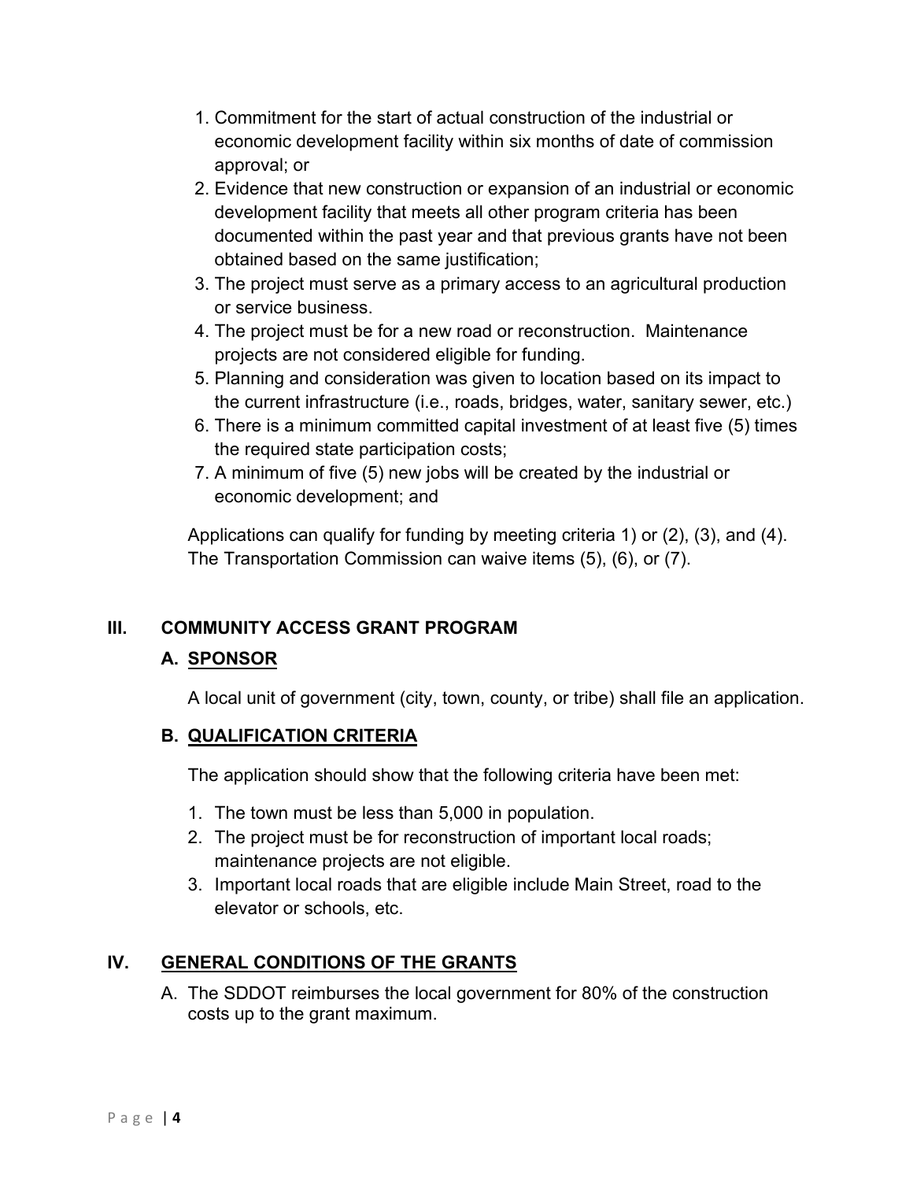1. Commitment for the start of actual construction of the industrial or economic development facility within six months of date of commission approval; or
2. Evidence that new construction or expansion of an industrial or economic development facility that meets all other program criteria has been documented within the past year and that previous grants have not been obtained based on the same justification;
3. The project must serve as a primary access to an agricultural production or service business.
4. The project must be for a new road or reconstruction. Maintenance projects are not considered eligible for funding.
5. Planning and consideration was given to location based on its impact to the current infrastructure (i.e., roads, bridges, water, sanitary sewer, etc.)
6. There is a minimum committed capital investment of at least five (5) times the required state participation costs;
7. A minimum of five (5) new jobs will be created by the industrial or economic development; and

Applications can qualify for funding by meeting criteria 1) or (2), (3), and (4). The Transportation Commission can waive items (5), (6), or (7).

## III. COMMUNITY ACCESS GRANT PROGRAM

### A. SPONSOR

A local unit of government (city, town, county, or tribe) shall file an application.

### B. QUALIFICATION CRITERIA

The application should show that the following criteria have been met:

1. The town must be less than 5,000 in population.
2. The project must be for reconstruction of important local roads; maintenance projects are not eligible.
3. Important local roads that are eligible include Main Street, road to the elevator or schools, etc.

## IV. GENERAL CONDITIONS OF THE GRANTS

A. The SDDOT reimburses the local government for 80% of the construction costs up to the grant maximum.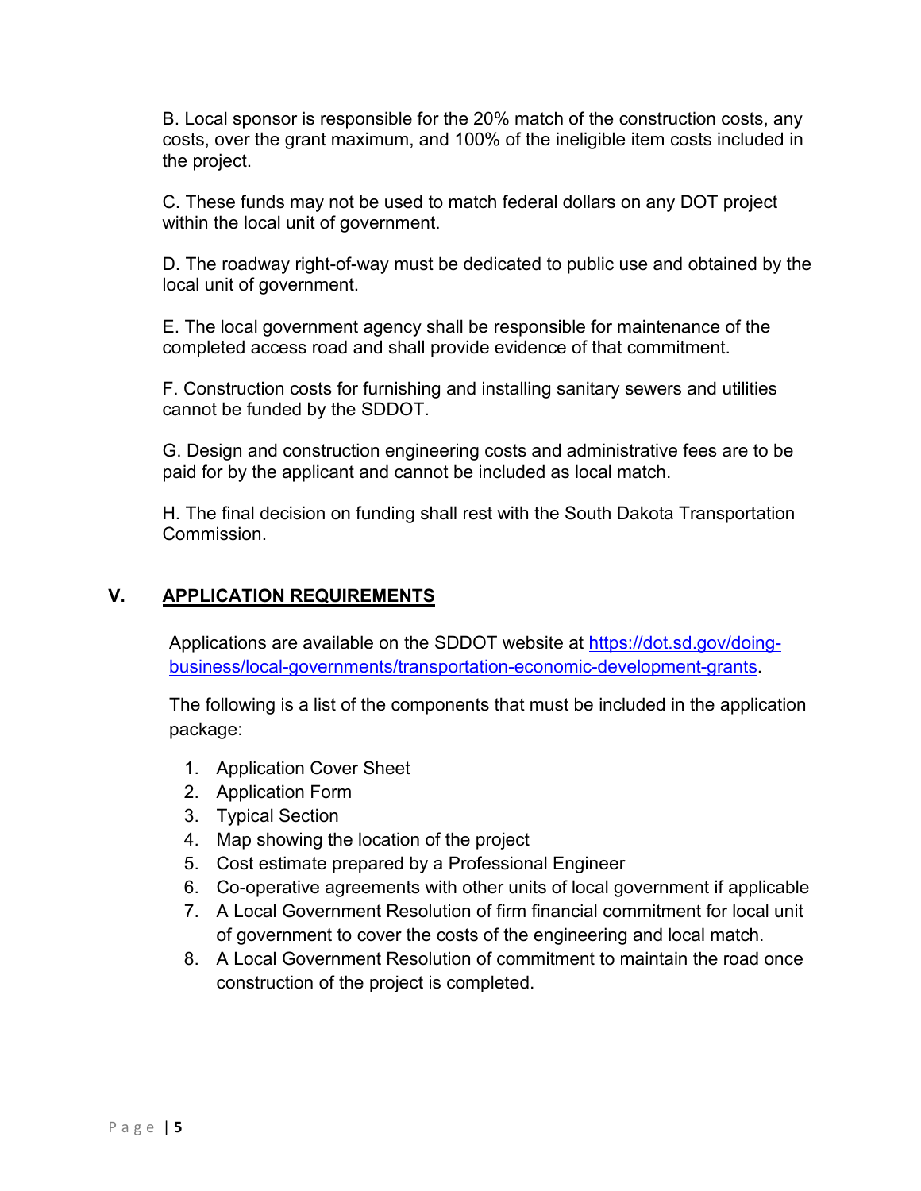B. Local sponsor is responsible for the 20% match of the construction costs, any costs, over the grant maximum, and 100% of the ineligible item costs included in the project.

C. These funds may not be used to match federal dollars on any DOT project within the local unit of government.

D. The roadway right-of-way must be dedicated to public use and obtained by the local unit of government.

E. The local government agency shall be responsible for maintenance of the completed access road and shall provide evidence of that commitment.

F. Construction costs for furnishing and installing sanitary sewers and utilities cannot be funded by the SDDOT.

G. Design and construction engineering costs and administrative fees are to be paid for by the applicant and cannot be included as local match.

H. The final decision on funding shall rest with the South Dakota Transportation Commission.

## V. APPLICATION REQUIREMENTS

Applications are available on the SDDOT website at https://dot.sd.gov/doing-business/local-governments/transportation-economic-development-grants.

The following is a list of the components that must be included in the application package:

1. Application Cover Sheet
2. Application Form
3. Typical Section
4. Map showing the location of the project
5. Cost estimate prepared by a Professional Engineer
6. Co-operative agreements with other units of local government if applicable
7. A Local Government Resolution of firm financial commitment for local unit of government to cover the costs of the engineering and local match.
8. A Local Government Resolution of commitment to maintain the road once construction of the project is completed.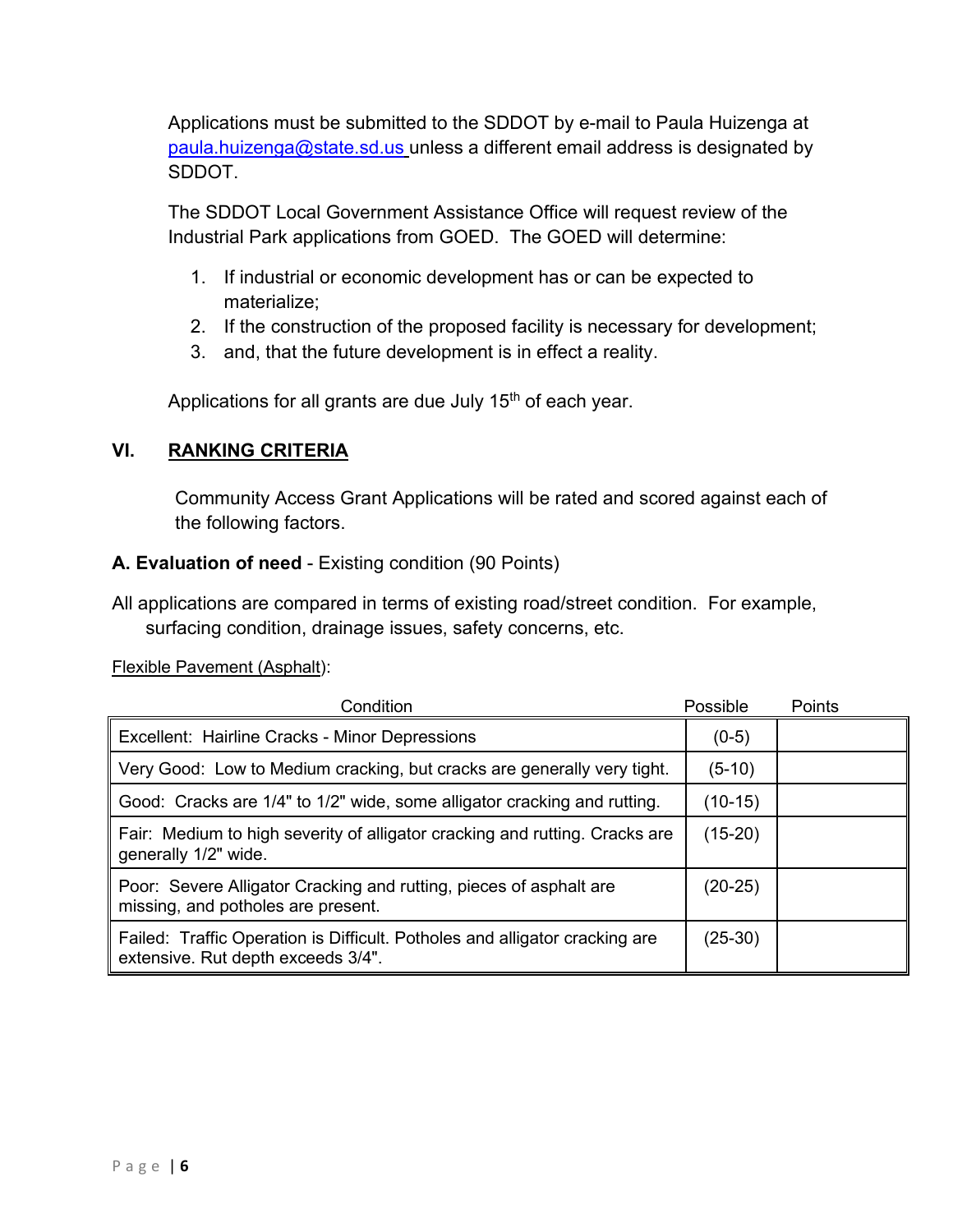Applications must be submitted to the SDDOT by e-mail to Paula Huizenga at paula.huizenga@state.sd.us unless a different email address is designated by SDDOT.

The SDDOT Local Government Assistance Office will request review of the Industrial Park applications from GOED. The GOED will determine:

1. If industrial or economic development has or can be expected to materialize;
2. If the construction of the proposed facility is necessary for development;
3. and, that the future development is in effect a reality.

Applications for all grants are due July 15th of each year.

## VI. RANKING CRITERIA

Community Access Grant Applications will be rated and scored against each of the following factors.

**A. Evaluation of need** - Existing condition (90 Points)

All applications are compared in terms of existing road/street condition. For example, surfacing condition, drainage issues, safety concerns, etc.

Flexible Pavement (Asphalt):

| Condition | Possible | Points |
|---|---|---|
| Excellent: Hairline Cracks - Minor Depressions | (0-5) | |
| Very Good: Low to Medium cracking, but cracks are generally very tight. | (5-10) | |
| Good: Cracks are 1/4" to 1/2" wide, some alligator cracking and rutting. | (10-15) | |
| Fair: Medium to high severity of alligator cracking and rutting. Cracks are generally 1/2" wide. | (15-20) | |
| Poor: Severe Alligator Cracking and rutting, pieces of asphalt are missing, and potholes are present. | (20-25) | |
| Failed: Traffic Operation is Difficult. Potholes and alligator cracking are extensive. Rut depth exceeds 3/4". | (25-30) | |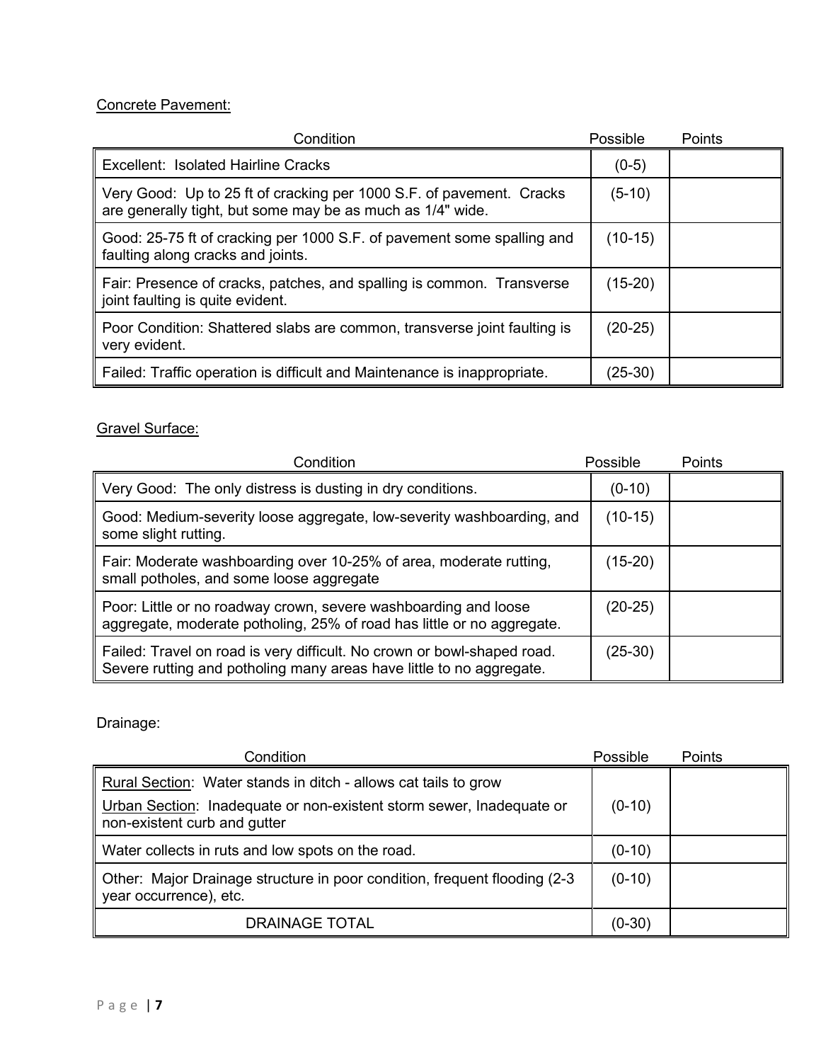Concrete Pavement:

| Condition | Possible | Points |
|---|---|---|
| Excellent: Isolated Hairline Cracks | (0-5) | |
| Very Good: Up to 25 ft of cracking per 1000 S.F. of pavement. Cracks are generally tight, but some may be as much as 1/4" wide. | (5-10) | |
| Good: 25-75 ft of cracking per 1000 S.F. of pavement some spalling and faulting along cracks and joints. | (10-15) | |
| Fair: Presence of cracks, patches, and spalling is common. Transverse joint faulting is quite evident. | (15-20) | |
| Poor Condition: Shattered slabs are common, transverse joint faulting is very evident. | (20-25) | |
| Failed: Traffic operation is difficult and Maintenance is inappropriate. | (25-30) | |

Gravel Surface:

| Condition | Possible | Points |
|---|---|---|
| Very Good: The only distress is dusting in dry conditions. | (0-10) | |
| Good: Medium-severity loose aggregate, low-severity washboarding, and some slight rutting. | (10-15) | |
| Fair: Moderate washboarding over 10-25% of area, moderate rutting, small potholes, and some loose aggregate | (15-20) | |
| Poor: Little or no roadway crown, severe washboarding and loose aggregate, moderate potholing, 25% of road has little or no aggregate. | (20-25) | |
| Failed: Travel on road is very difficult. No crown or bowl-shaped road. Severe rutting and potholing many areas have little to no aggregate. | (25-30) | |

Drainage:

| Condition | Possible | Points |
|---|---|---|
| Rural Section: Water stands in ditch - allows cat tails to grow<br>Urban Section: Inadequate or non-existent storm sewer, Inadequate or non-existent curb and gutter | (0-10) | |
| Water collects in ruts and low spots on the road. | (0-10) | |
| Other: Major Drainage structure in poor condition, frequent flooding (2-3 year occurrence), etc. | (0-10) | |
| DRAINAGE TOTAL | (0-30) | |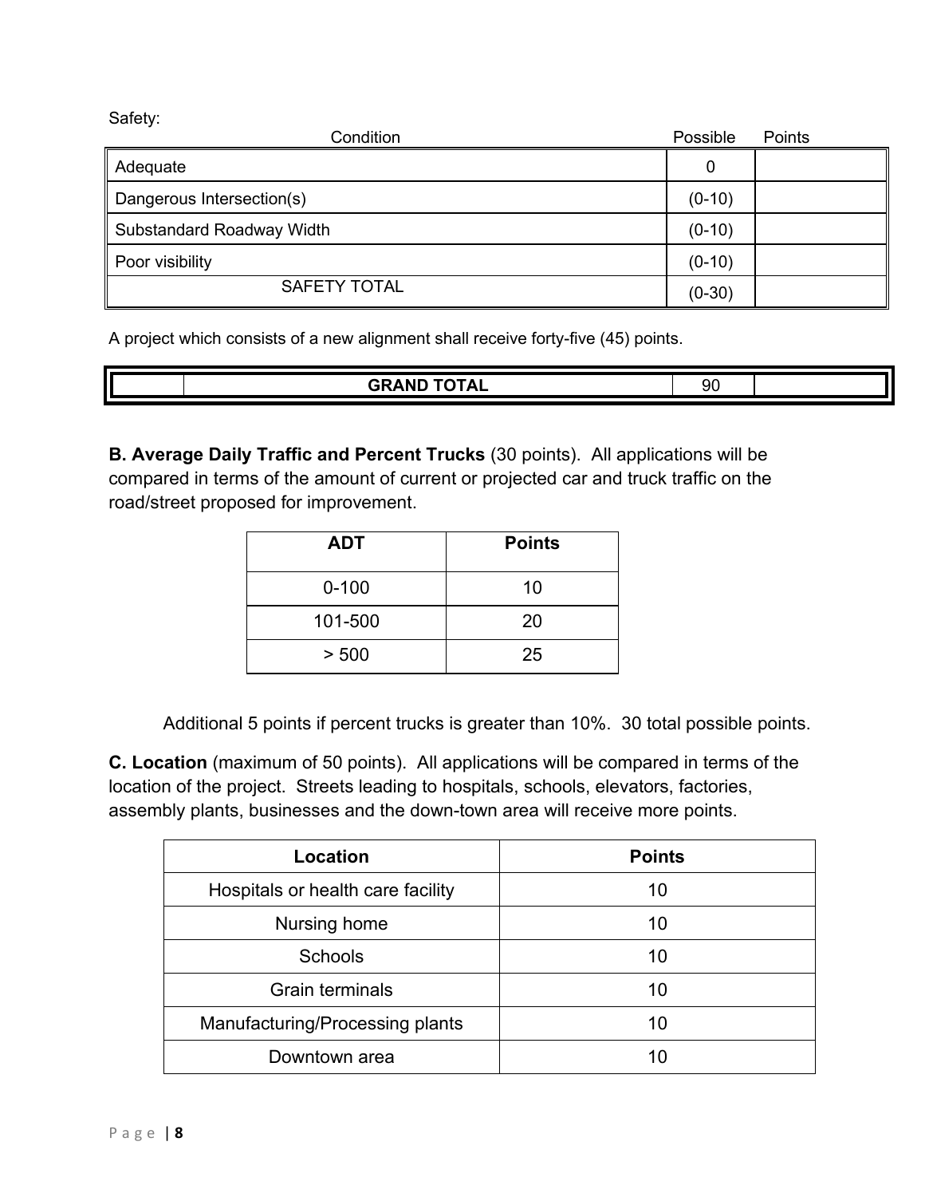Safety:

| Condition | Possible | Points |
| --- | --- | --- |
| Adequate | 0 | |
| Dangerous Intersection(s) | (0-10) | |
| Substandard Roadway Width | (0-10) | |
| Poor visibility | (0-10) | |
| SAFETY TOTAL | (0-30) | |

A project which consists of a new alignment shall receive forty-five (45) points.

| | GRAND TOTAL | 90 | |
| --- | --- | --- | --- |

**B. Average Daily Traffic and Percent Trucks** (30 points). All applications will be compared in terms of the amount of current or projected car and truck traffic on the road/street proposed for improvement.

| ADT | Points |
| --- | --- |
| 0-100 | 10 |
| 101-500 | 20 |
| > 500 | 25 |

Additional 5 points if percent trucks is greater than 10%. 30 total possible points.

**C. Location** (maximum of 50 points). All applications will be compared in terms of the location of the project. Streets leading to hospitals, schools, elevators, factories, assembly plants, businesses and the down-town area will receive more points.

| Location | Points |
| --- | --- |
| Hospitals or health care facility | 10 |
| Nursing home | 10 |
| Schools | 10 |
| Grain terminals | 10 |
| Manufacturing/Processing plants | 10 |
| Downtown area | 10 |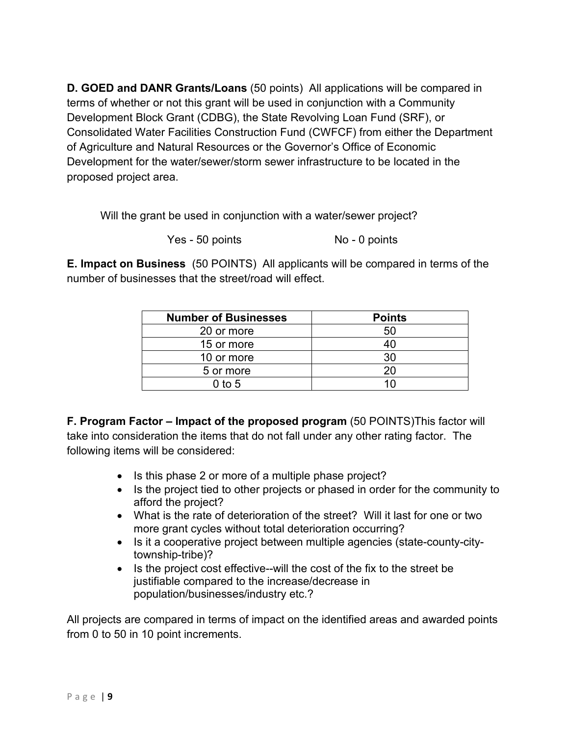**D. GOED and DANR Grants/Loans** (50 points) All applications will be compared in terms of whether or not this grant will be used in conjunction with a Community Development Block Grant (CDBG), the State Revolving Loan Fund (SRF), or Consolidated Water Facilities Construction Fund (CWFCF) from either the Department of Agriculture and Natural Resources or the Governor's Office of Economic Development for the water/sewer/storm sewer infrastructure to be located in the proposed project area.

Will the grant be used in conjunction with a water/sewer project?

Yes - 50 points　　　　　　No - 0 points

**E. Impact on Business** (50 POINTS) All applicants will be compared in terms of the number of businesses that the street/road will effect.

| Number of Businesses | Points |
|---|---|
| 20 or more | 50 |
| 15 or more | 40 |
| 10 or more | 30 |
| 5 or more | 20 |
| 0 to 5 | 10 |

**F. Program Factor – Impact of the proposed program** (50 POINTS)This factor will take into consideration the items that do not fall under any other rating factor. The following items will be considered:

- Is this phase 2 or more of a multiple phase project?
- Is the project tied to other projects or phased in order for the community to afford the project?
- What is the rate of deterioration of the street? Will it last for one or two more grant cycles without total deterioration occurring?
- Is it a cooperative project between multiple agencies (state-county-city-township-tribe)?
- Is the project cost effective--will the cost of the fix to the street be justifiable compared to the increase/decrease in population/businesses/industry etc.?

All projects are compared in terms of impact on the identified areas and awarded points from 0 to 50 in 10 point increments.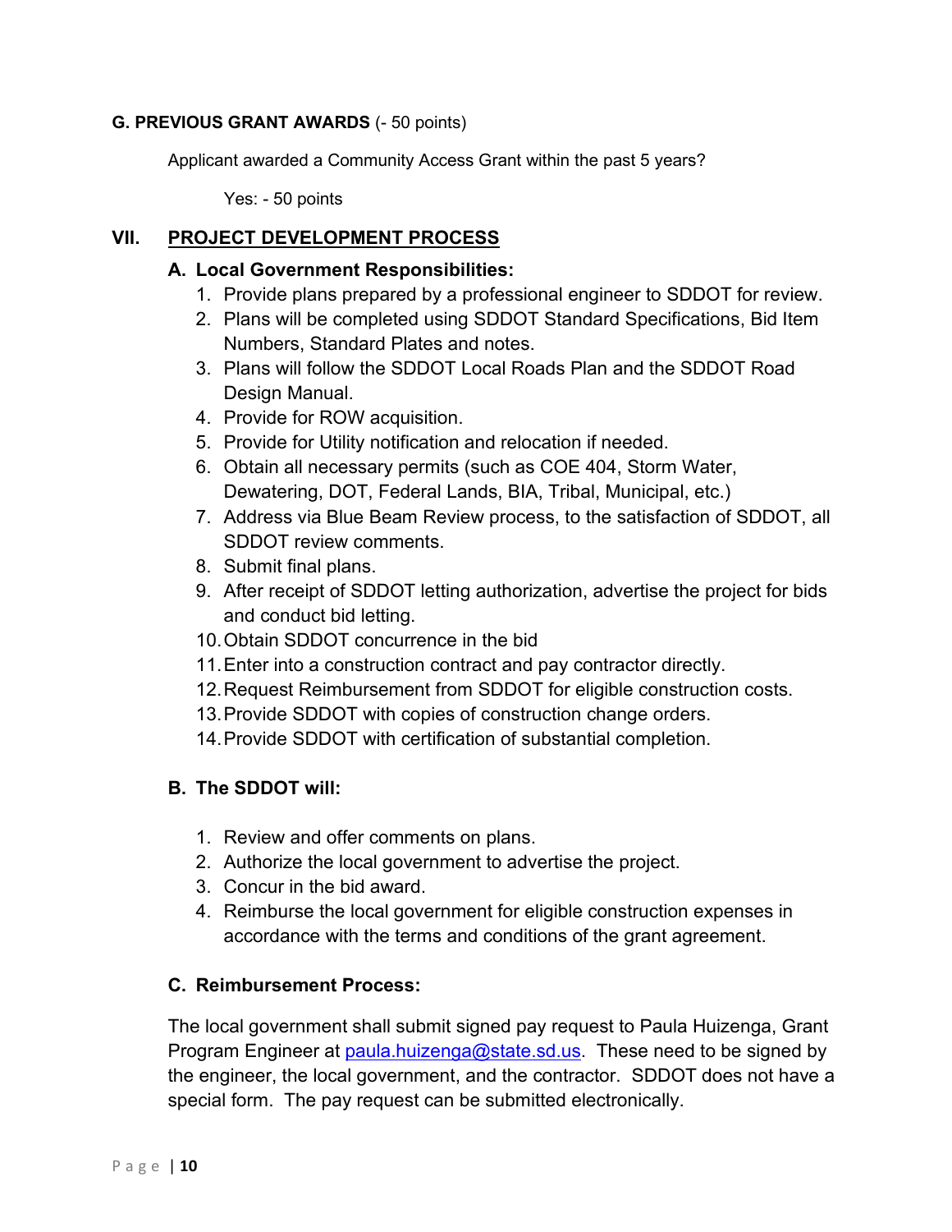**G. PREVIOUS GRANT AWARDS** (- 50 points)

Applicant awarded a Community Access Grant within the past 5 years?

Yes: - 50 points

## VII. PROJECT DEVELOPMENT PROCESS

### A. Local Government Responsibilities:

1. Provide plans prepared by a professional engineer to SDDOT for review.
2. Plans will be completed using SDDOT Standard Specifications, Bid Item Numbers, Standard Plates and notes.
3. Plans will follow the SDDOT Local Roads Plan and the SDDOT Road Design Manual.
4. Provide for ROW acquisition.
5. Provide for Utility notification and relocation if needed.
6. Obtain all necessary permits (such as COE 404, Storm Water, Dewatering, DOT, Federal Lands, BIA, Tribal, Municipal, etc.)
7. Address via Blue Beam Review process, to the satisfaction of SDDOT, all SDDOT review comments.
8. Submit final plans.
9. After receipt of SDDOT letting authorization, advertise the project for bids and conduct bid letting.
10. Obtain SDDOT concurrence in the bid
11. Enter into a construction contract and pay contractor directly.
12. Request Reimbursement from SDDOT for eligible construction costs.
13. Provide SDDOT with copies of construction change orders.
14. Provide SDDOT with certification of substantial completion.

### B. The SDDOT will:

1. Review and offer comments on plans.
2. Authorize the local government to advertise the project.
3. Concur in the bid award.
4. Reimburse the local government for eligible construction expenses in accordance with the terms and conditions of the grant agreement.

### C. Reimbursement Process:

The local government shall submit signed pay request to Paula Huizenga, Grant Program Engineer at paula.huizenga@state.sd.us. These need to be signed by the engineer, the local government, and the contractor. SDDOT does not have a special form. The pay request can be submitted electronically.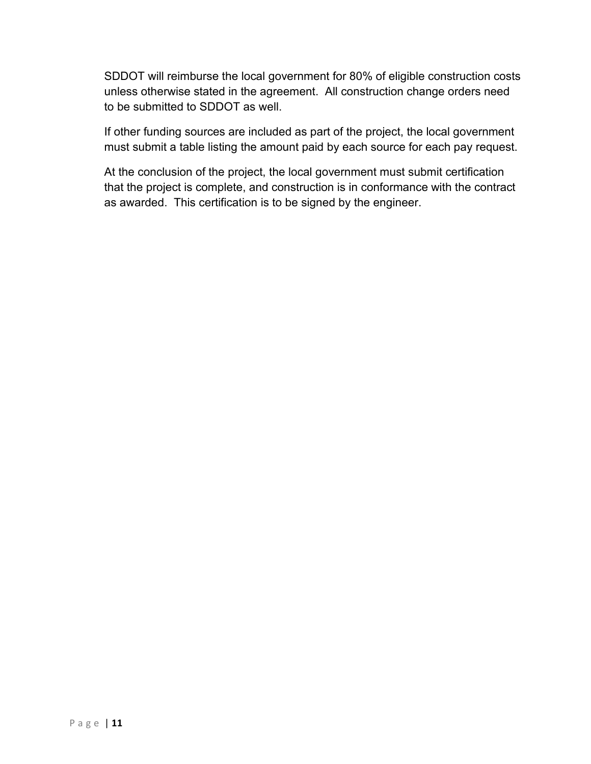SDDOT will reimburse the local government for 80% of eligible construction costs unless otherwise stated in the agreement. All construction change orders need to be submitted to SDDOT as well.

If other funding sources are included as part of the project, the local government must submit a table listing the amount paid by each source for each pay request.

At the conclusion of the project, the local government must submit certification that the project is complete, and construction is in conformance with the contract as awarded. This certification is to be signed by the engineer.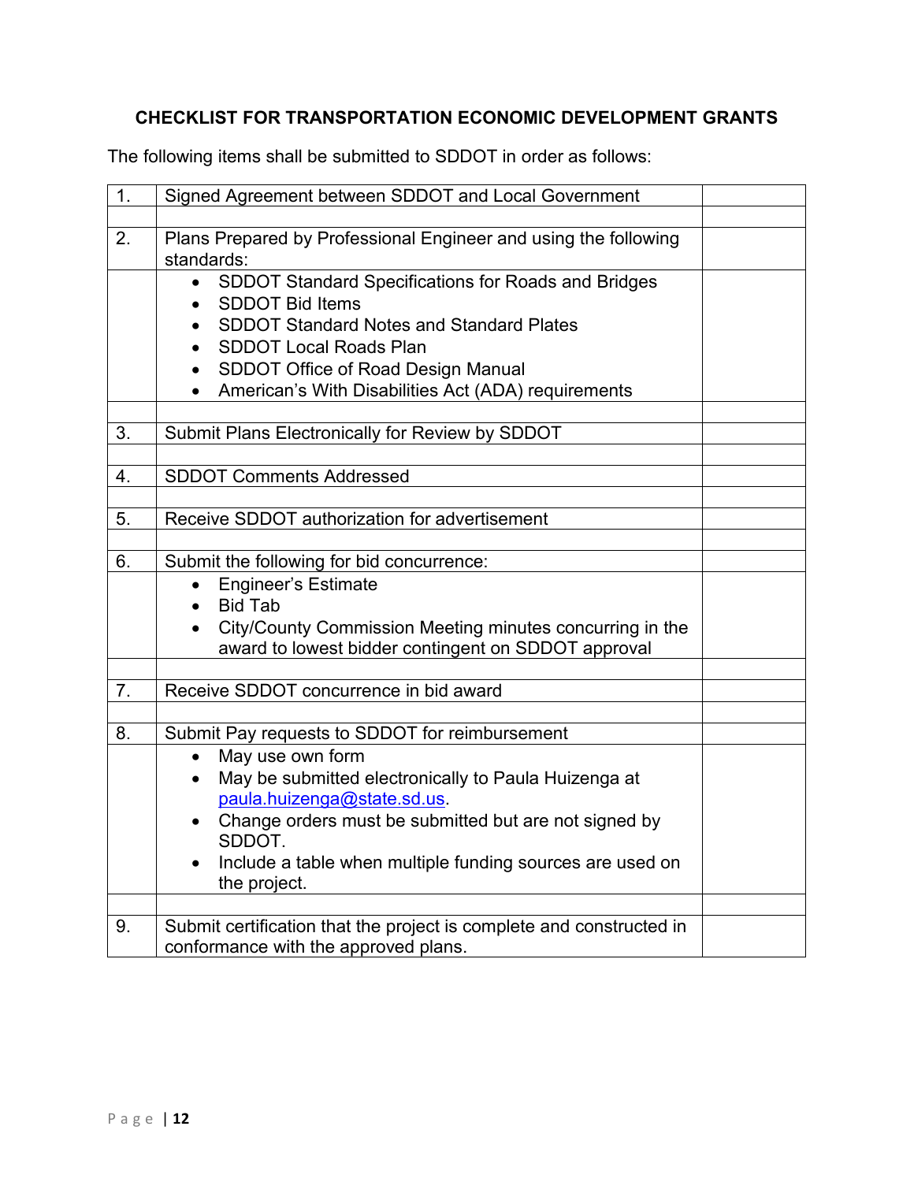**CHECKLIST FOR TRANSPORTATION ECONOMIC DEVELOPMENT GRANTS**

The following items shall be submitted to SDDOT in order as follows:

| | | |
|---|---|---|
| 1. | Signed Agreement between SDDOT and Local Government | |
| | | |
| 2. | Plans Prepared by Professional Engineer and using the following standards: | |
| | • SDDOT Standard Specifications for Roads and Bridges<br>• SDDOT Bid Items<br>• SDDOT Standard Notes and Standard Plates<br>• SDDOT Local Roads Plan<br>• SDDOT Office of Road Design Manual<br>• American's With Disabilities Act (ADA) requirements | |
| | | |
| 3. | Submit Plans Electronically for Review by SDDOT | |
| | | |
| 4. | SDDOT Comments Addressed | |
| | | |
| 5. | Receive SDDOT authorization for advertisement | |
| | | |
| 6. | Submit the following for bid concurrence: | |
| | • Engineer's Estimate<br>• Bid Tab<br>• City/County Commission Meeting minutes concurring in the award to lowest bidder contingent on SDDOT approval | |
| | | |
| 7. | Receive SDDOT concurrence in bid award | |
| | | |
| 8. | Submit Pay requests to SDDOT for reimbursement | |
| | • May use own form<br>• May be submitted electronically to Paula Huizenga at paula.huizenga@state.sd.us.<br>• Change orders must be submitted but are not signed by SDDOT.<br>• Include a table when multiple funding sources are used on the project. | |
| | | |
| 9. | Submit certification that the project is complete and constructed in conformance with the approved plans. | |